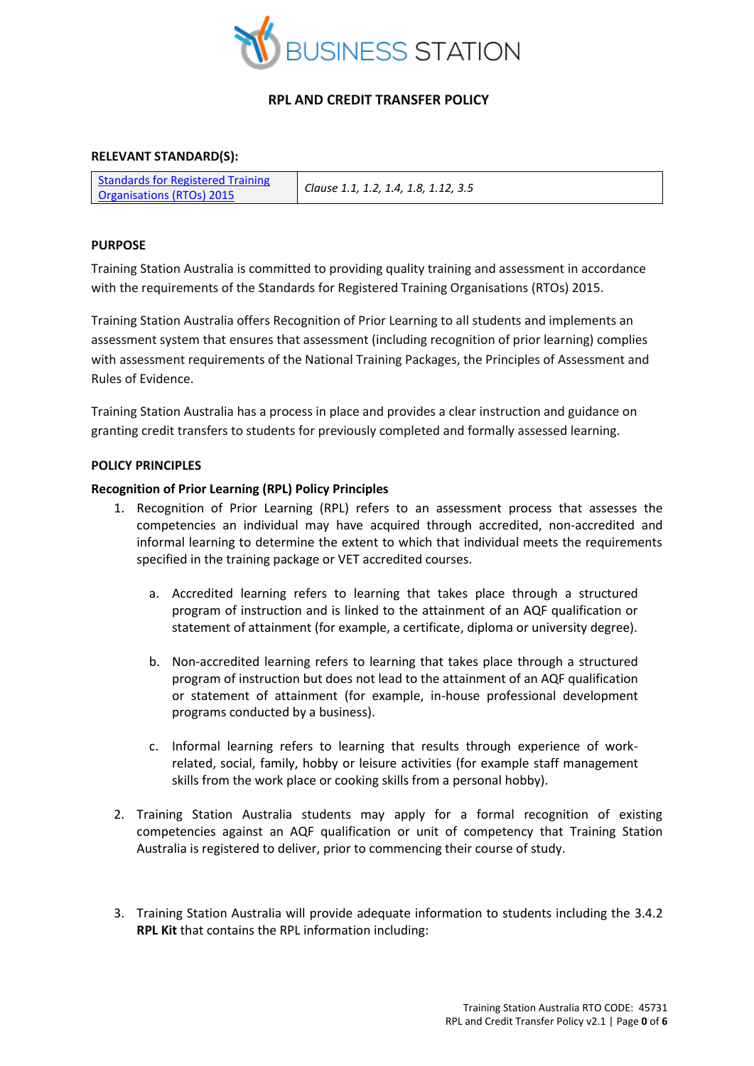BUSINESS STATION

# RPL AND CREDIT TRANSFER POLICY

## RELEVANT STANDARD(S):

| [Standards for Registered Training Organisations (RTOs) 2015]() | *Clause 1.1, 1.2, 1.4, 1.8, 1.12, 3.5* |
|---|---|

## PURPOSE

Training Station Australia is committed to providing quality training and assessment in accordance with the requirements of the Standards for Registered Training Organisations (RTOs) 2015.

Training Station Australia offers Recognition of Prior Learning to all students and implements an assessment system that ensures that assessment (including recognition of prior learning) complies with assessment requirements of the National Training Packages, the Principles of Assessment and Rules of Evidence.

Training Station Australia has a process in place and provides a clear instruction and guidance on granting credit transfers to students for previously completed and formally assessed learning.

## POLICY PRINCIPLES

### Recognition of Prior Learning (RPL) Policy Principles

1. Recognition of Prior Learning (RPL) refers to an assessment process that assesses the competencies an individual may have acquired through accredited, non-accredited and informal learning to determine the extent to which that individual meets the requirements specified in the training package or VET accredited courses.

   a. Accredited learning refers to learning that takes place through a structured program of instruction and is linked to the attainment of an AQF qualification or statement of attainment (for example, a certificate, diploma or university degree).

   b. Non-accredited learning refers to learning that takes place through a structured program of instruction but does not lead to the attainment of an AQF qualification or statement of attainment (for example, in-house professional development programs conducted by a business).

   c. Informal learning refers to learning that results through experience of work-related, social, family, hobby or leisure activities (for example staff management skills from the work place or cooking skills from a personal hobby).

2. Training Station Australia students may apply for a formal recognition of existing competencies against an AQF qualification or unit of competency that Training Station Australia is registered to deliver, prior to commencing their course of study.

3. Training Station Australia will provide adequate information to students including the 3.4.2 **RPL Kit** that contains the RPL information including: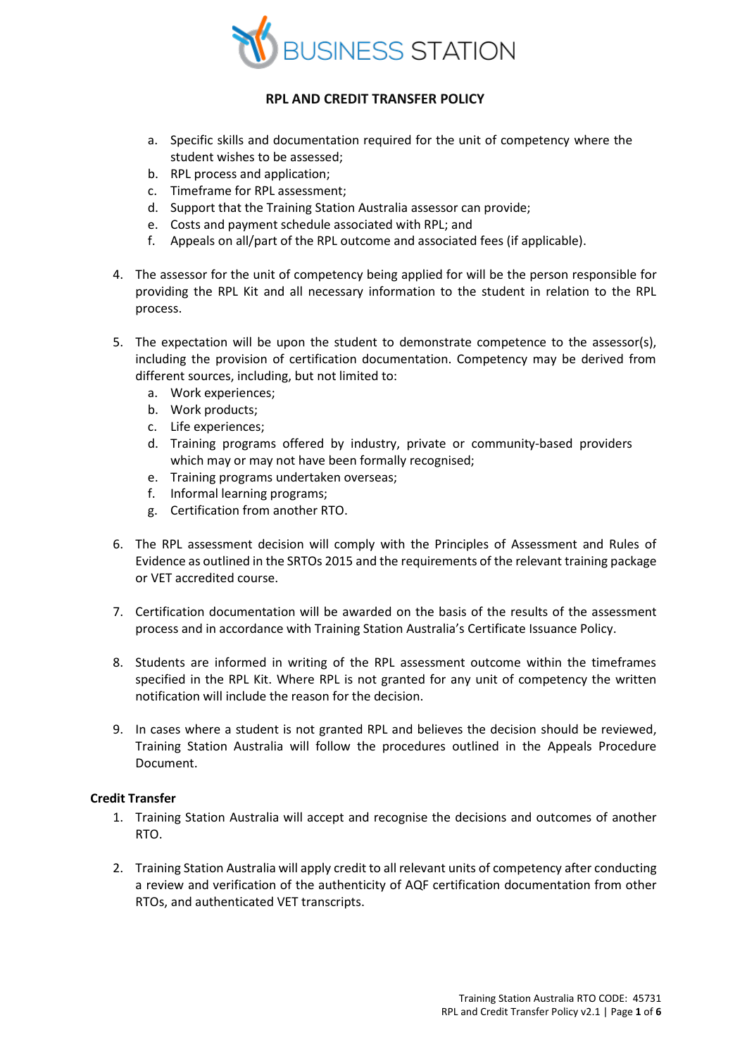a. Specific skills and documentation required for the unit of competency where the student wishes to be assessed;
b. RPL process and application;
c. Timeframe for RPL assessment;
d. Support that the Training Station Australia assessor can provide;
e. Costs and payment schedule associated with RPL; and
f. Appeals on all/part of the RPL outcome and associated fees (if applicable).

4. The assessor for the unit of competency being applied for will be the person responsible for providing the RPL Kit and all necessary information to the student in relation to the RPL process.

5. The expectation will be upon the student to demonstrate competence to the assessor(s), including the provision of certification documentation. Competency may be derived from different sources, including, but not limited to:
   a. Work experiences;
   b. Work products;
   c. Life experiences;
   d. Training programs offered by industry, private or community-based providers which may or may not have been formally recognised;
   e. Training programs undertaken overseas;
   f. Informal learning programs;
   g. Certification from another RTO.

6. The RPL assessment decision will comply with the Principles of Assessment and Rules of Evidence as outlined in the SRTOs 2015 and the requirements of the relevant training package or VET accredited course.

7. Certification documentation will be awarded on the basis of the results of the assessment process and in accordance with Training Station Australia's Certificate Issuance Policy.

8. Students are informed in writing of the RPL assessment outcome within the timeframes specified in the RPL Kit. Where RPL is not granted for any unit of competency the written notification will include the reason for the decision.

9. In cases where a student is not granted RPL and believes the decision should be reviewed, Training Station Australia will follow the procedures outlined in the Appeals Procedure Document.

**Credit Transfer**

1. Training Station Australia will accept and recognise the decisions and outcomes of another RTO.

2. Training Station Australia will apply credit to all relevant units of competency after conducting a review and verification of the authenticity of AQF certification documentation from other RTOs, and authenticated VET transcripts.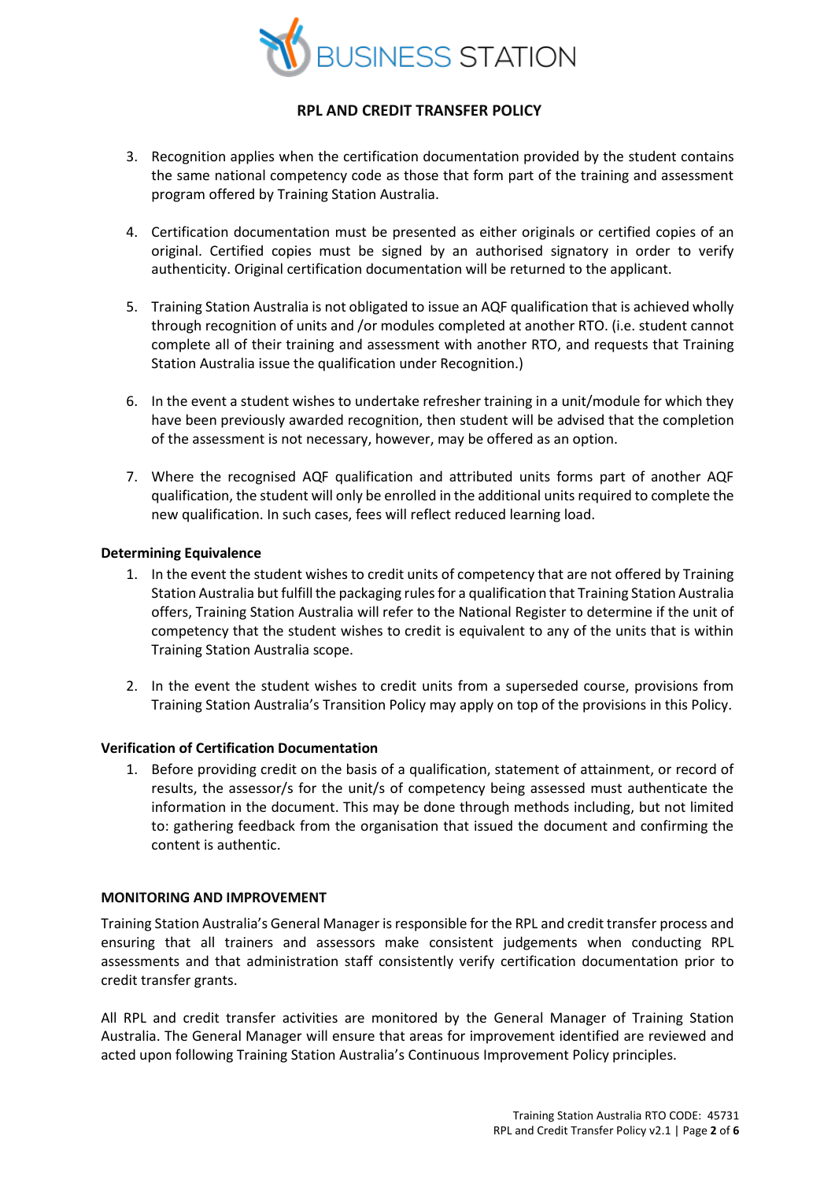3. Recognition applies when the certification documentation provided by the student contains the same national competency code as those that form part of the training and assessment program offered by Training Station Australia.

4. Certification documentation must be presented as either originals or certified copies of an original. Certified copies must be signed by an authorised signatory in order to verify authenticity. Original certification documentation will be returned to the applicant.

5. Training Station Australia is not obligated to issue an AQF qualification that is achieved wholly through recognition of units and /or modules completed at another RTO. (i.e. student cannot complete all of their training and assessment with another RTO, and requests that Training Station Australia issue the qualification under Recognition.)

6. In the event a student wishes to undertake refresher training in a unit/module for which they have been previously awarded recognition, then student will be advised that the completion of the assessment is not necessary, however, may be offered as an option.

7. Where the recognised AQF qualification and attributed units forms part of another AQF qualification, the student will only be enrolled in the additional units required to complete the new qualification. In such cases, fees will reflect reduced learning load.

**Determining Equivalence**

1. In the event the student wishes to credit units of competency that are not offered by Training Station Australia but fulfill the packaging rules for a qualification that Training Station Australia offers, Training Station Australia will refer to the National Register to determine if the unit of competency that the student wishes to credit is equivalent to any of the units that is within Training Station Australia scope.

2. In the event the student wishes to credit units from a superseded course, provisions from Training Station Australia's Transition Policy may apply on top of the provisions in this Policy.

**Verification of Certification Documentation**

1. Before providing credit on the basis of a qualification, statement of attainment, or record of results, the assessor/s for the unit/s of competency being assessed must authenticate the information in the document. This may be done through methods including, but not limited to: gathering feedback from the organisation that issued the document and confirming the content is authentic.

**MONITORING AND IMPROVEMENT**

Training Station Australia's General Manager is responsible for the RPL and credit transfer process and ensuring that all trainers and assessors make consistent judgements when conducting RPL assessments and that administration staff consistently verify certification documentation prior to credit transfer grants.

All RPL and credit transfer activities are monitored by the General Manager of Training Station Australia. The General Manager will ensure that areas for improvement identified are reviewed and acted upon following Training Station Australia's Continuous Improvement Policy principles.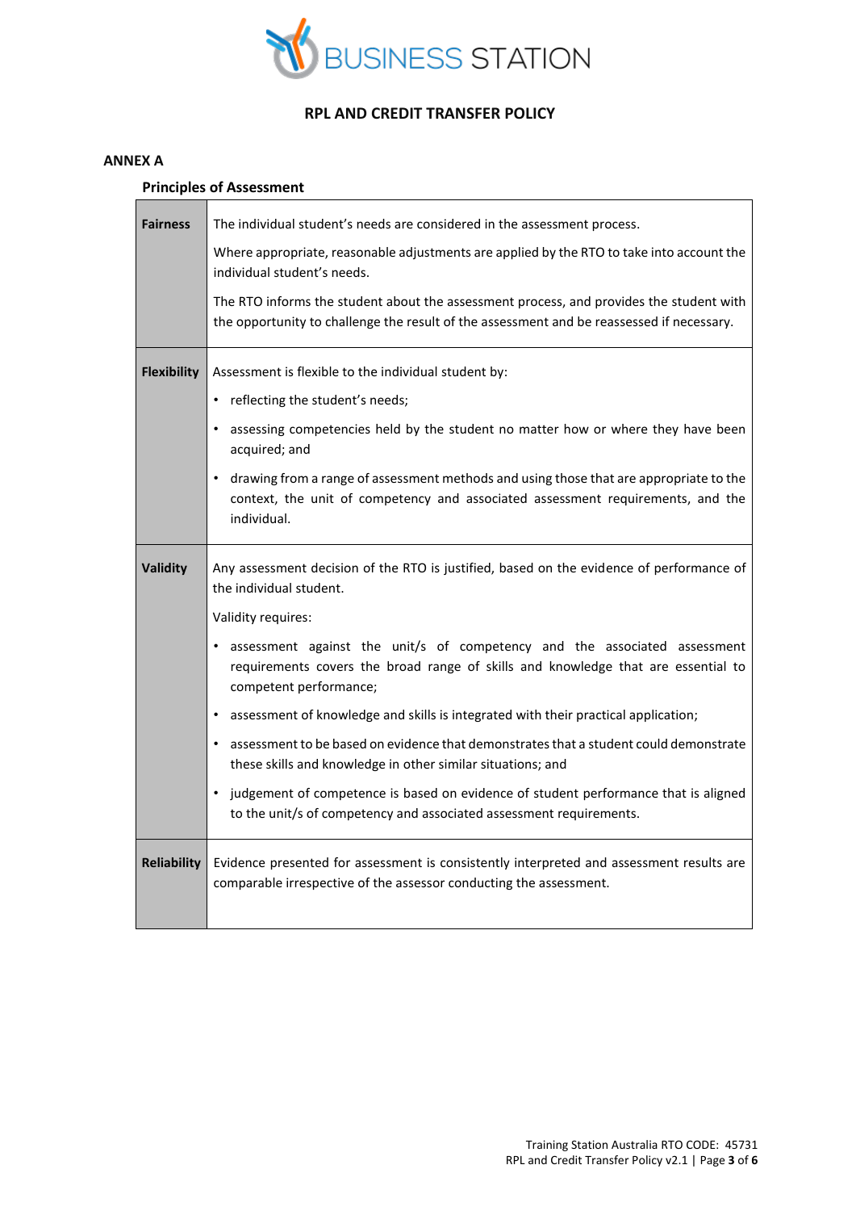## RPL AND CREDIT TRANSFER POLICY

### ANNEX A

#### Principles of Assessment

| | |
|---|---|
| **Fairness** | The individual student's needs are considered in the assessment process.<br><br>Where appropriate, reasonable adjustments are applied by the RTO to take into account the individual student's needs.<br><br>The RTO informs the student about the assessment process, and provides the student with the opportunity to challenge the result of the assessment and be reassessed if necessary. |
| **Flexibility** | Assessment is flexible to the individual student by:<br>• reflecting the student's needs;<br>• assessing competencies held by the student no matter how or where they have been acquired; and<br>• drawing from a range of assessment methods and using those that are appropriate to the context, the unit of competency and associated assessment requirements, and the individual. |
| **Validity** | Any assessment decision of the RTO is justified, based on the evidence of performance of the individual student.<br><br>Validity requires:<br>• assessment against the unit/s of competency and the associated assessment requirements covers the broad range of skills and knowledge that are essential to competent performance;<br>• assessment of knowledge and skills is integrated with their practical application;<br>• assessment to be based on evidence that demonstrates that a student could demonstrate these skills and knowledge in other similar situations; and<br>• judgement of competence is based on evidence of student performance that is aligned to the unit/s of competency and associated assessment requirements. |
| **Reliability** | Evidence presented for assessment is consistently interpreted and assessment results are comparable irrespective of the assessor conducting the assessment. |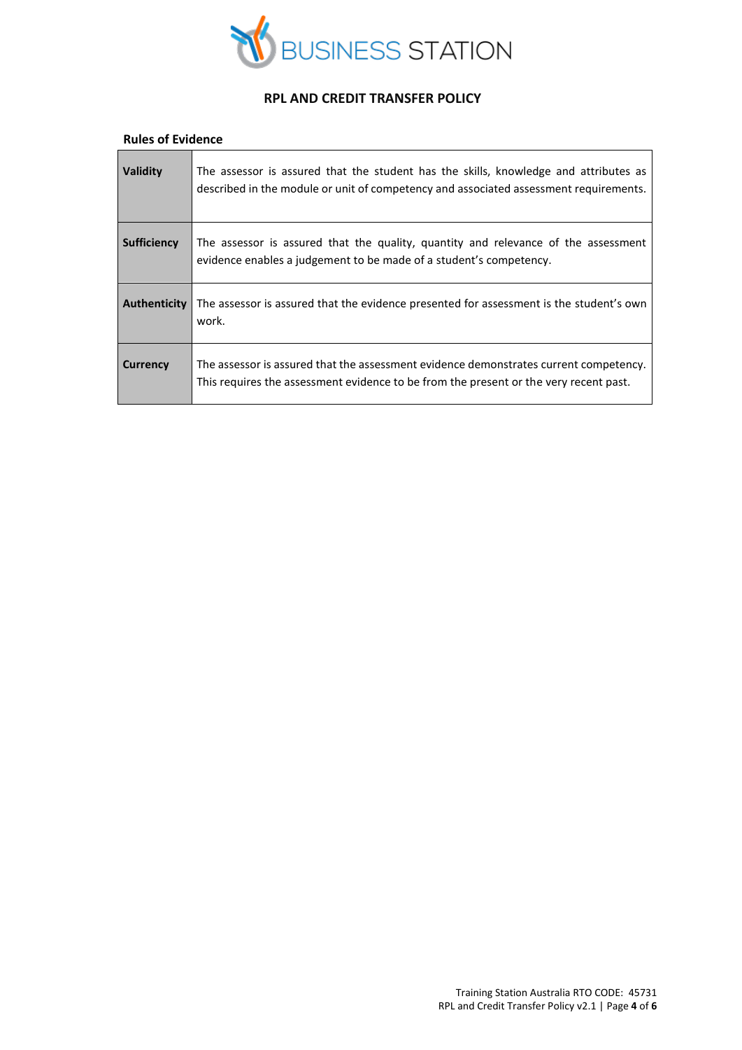## RPL AND CREDIT TRANSFER POLICY

### Rules of Evidence

| | |
|---|---|
| **Validity** | The assessor is assured that the student has the skills, knowledge and attributes as described in the module or unit of competency and associated assessment requirements. |
| **Sufficiency** | The assessor is assured that the quality, quantity and relevance of the assessment evidence enables a judgement to be made of a student's competency. |
| **Authenticity** | The assessor is assured that the evidence presented for assessment is the student's own work. |
| **Currency** | The assessor is assured that the assessment evidence demonstrates current competency. This requires the assessment evidence to be from the present or the very recent past. |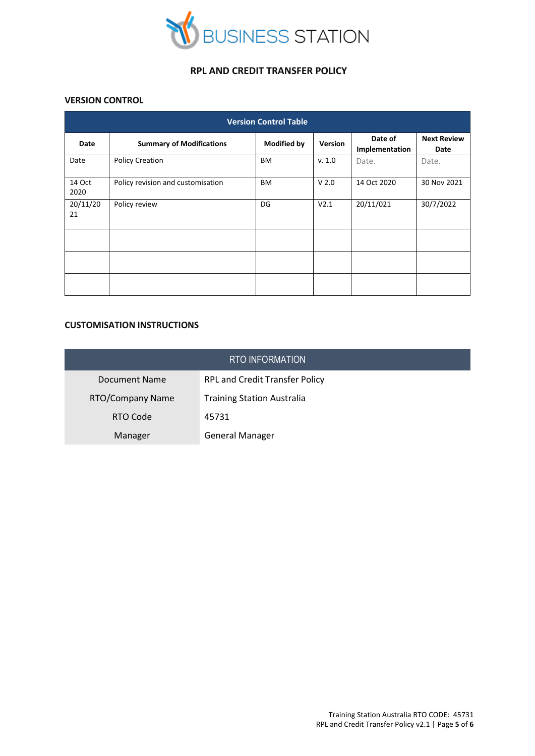BUSINESS STATION

# RPL AND CREDIT TRANSFER POLICY

## VERSION CONTROL

| Version Control Table | | | | | |
|---|---|---|---|---|---|
| **Date** | **Summary of Modifications** | **Modified by** | **Version** | **Date of Implementation** | **Next Review Date** |
| Date | Policy Creation | BM | v. 1.0 | Date. | Date. |
| 14 Oct 2020 | Policy revision and customisation | BM | V 2.0 | 14 Oct 2020 | 30 Nov 2021 |
| 20/11/2021 | Policy review | DG | V2.1 | 20/11/021 | 30/7/2022 |
| | | | | | |
| | | | | | |
| | | | | | |

## CUSTOMISATION INSTRUCTIONS

| RTO INFORMATION | |
|---|---|
| Document Name | RPL and Credit Transfer Policy |
| RTO/Company Name | Training Station Australia |
| RTO Code | 45731 |
| Manager | General Manager |